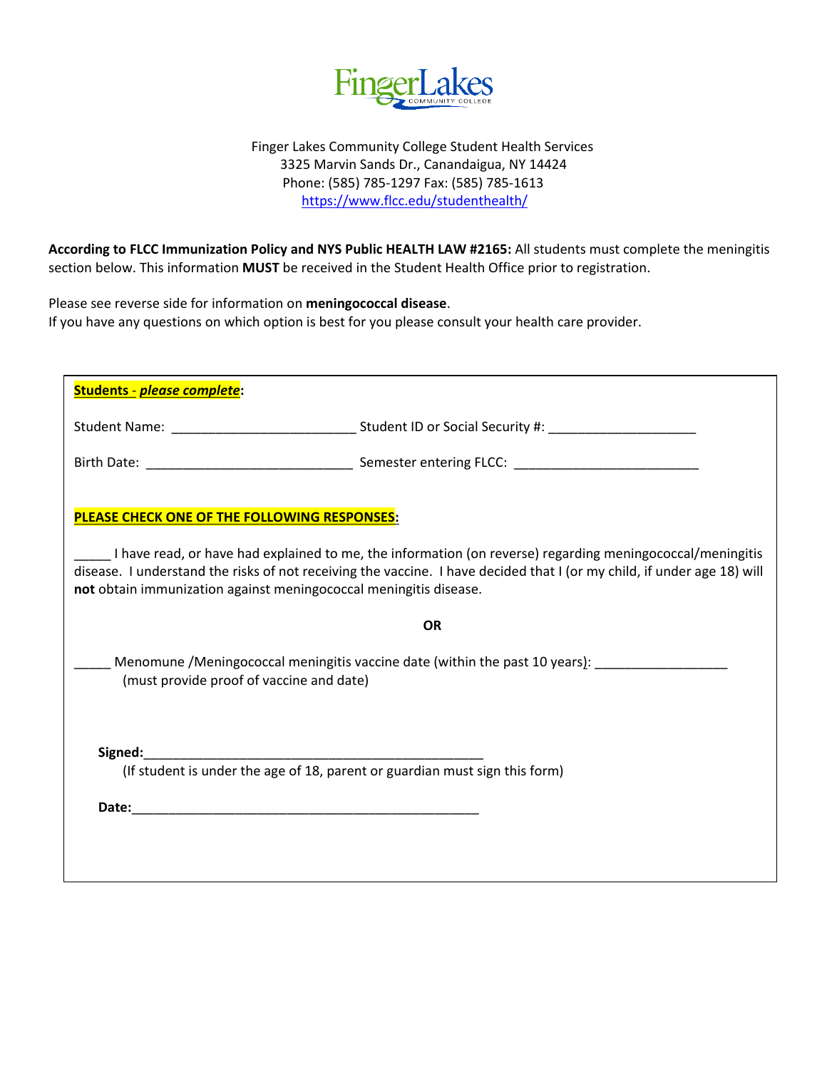FingerLakes
COMMUNITY COLLEGE

Finger Lakes Community College Student Health Services
3325 Marvin Sands Dr., Canandaigua, NY 14424
Phone: (585) 785-1297 Fax: (585) 785-1613
https://www.flcc.edu/studenthealth/

**According to FLCC Immunization Policy and NYS Public HEALTH LAW #2165:** All students must complete the meningitis section below. This information **MUST** be received in the Student Health Office prior to registration.

Please see reverse side for information on **meningococcal disease**.
If you have any questions on which option is best for you please consult your health care provider.

**Students - *please complete*:**

Student Name: ________________________ Student ID or Social Security #: ____________________

Birth Date: ___________________________ Semester entering FLCC: ________________________

**PLEASE CHECK ONE OF THE FOLLOWING RESPONSES:**

_____ I have read, or have had explained to me, the information (on reverse) regarding meningococcal/meningitis disease. I understand the risks of not receiving the vaccine. I have decided that I (or my child, if under age 18) will **not** obtain immunization against meningococcal meningitis disease.

**OR**

_____ Menomune /Meningococcal meningitis vaccine date (within the past 10 years): __________________
(must provide proof of vaccine and date)

**Signed:**_____________________________________________
(If student is under the age of 18, parent or guardian must sign this form)

**Date:**______________________________________________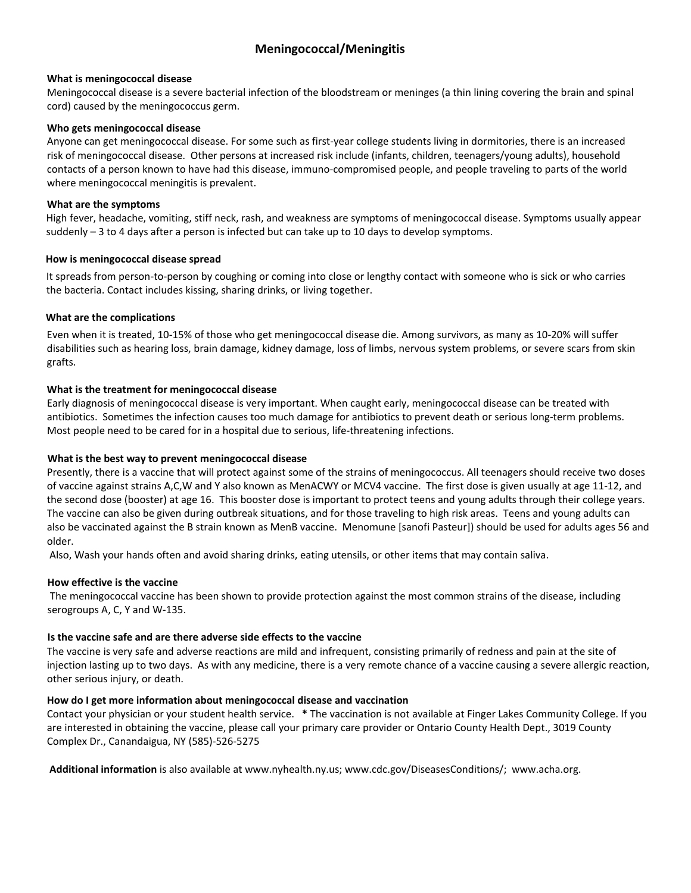# Meningococcal/Meningitis

**What is meningococcal disease**

Meningococcal disease is a severe bacterial infection of the bloodstream or meninges (a thin lining covering the brain and spinal cord) caused by the meningococcus germ.

**Who gets meningococcal disease**

Anyone can get meningococcal disease. For some such as first-year college students living in dormitories, there is an increased risk of meningococcal disease. Other persons at increased risk include (infants, children, teenagers/young adults), household contacts of a person known to have had this disease, immuno-compromised people, and people traveling to parts of the world where meningococcal meningitis is prevalent.

**What are the symptoms**

High fever, headache, vomiting, stiff neck, rash, and weakness are symptoms of meningococcal disease. Symptoms usually appear suddenly – 3 to 4 days after a person is infected but can take up to 10 days to develop symptoms.

**How is meningococcal disease spread**

It spreads from person-to-person by coughing or coming into close or lengthy contact with someone who is sick or who carries the bacteria. Contact includes kissing, sharing drinks, or living together.

**What are the complications**

Even when it is treated, 10-15% of those who get meningococcal disease die. Among survivors, as many as 10-20% will suffer disabilities such as hearing loss, brain damage, kidney damage, loss of limbs, nervous system problems, or severe scars from skin grafts.

**What is the treatment for meningococcal disease**

Early diagnosis of meningococcal disease is very important. When caught early, meningococcal disease can be treated with antibiotics. Sometimes the infection causes too much damage for antibiotics to prevent death or serious long-term problems. Most people need to be cared for in a hospital due to serious, life-threatening infections.

**What is the best way to prevent meningococcal disease**

Presently, there is a vaccine that will protect against some of the strains of meningococcus. All teenagers should receive two doses of vaccine against strains A,C,W and Y also known as MenACWY or MCV4 vaccine. The first dose is given usually at age 11-12, and the second dose (booster) at age 16. This booster dose is important to protect teens and young adults through their college years. The vaccine can also be given during outbreak situations, and for those traveling to high risk areas. Teens and young adults can also be vaccinated against the B strain known as MenB vaccine. Menomune [sanofi Pasteur]) should be used for adults ages 56 and older.

Also, Wash your hands often and avoid sharing drinks, eating utensils, or other items that may contain saliva.

**How effective is the vaccine**

The meningococcal vaccine has been shown to provide protection against the most common strains of the disease, including serogroups A, C, Y and W-135.

**Is the vaccine safe and are there adverse side effects to the vaccine**

The vaccine is very safe and adverse reactions are mild and infrequent, consisting primarily of redness and pain at the site of injection lasting up to two days. As with any medicine, there is a very remote chance of a vaccine causing a severe allergic reaction, other serious injury, or death.

**How do I get more information about meningococcal disease and vaccination**

Contact your physician or your student health service. **\*** The vaccination is not available at Finger Lakes Community College. If you are interested in obtaining the vaccine, please call your primary care provider or Ontario County Health Dept., 3019 County Complex Dr., Canandaigua, NY (585)-526-5275

**Additional information** is also available at www.nyhealth.ny.us; www.cdc.gov/DiseasesConditions/; www.acha.org.